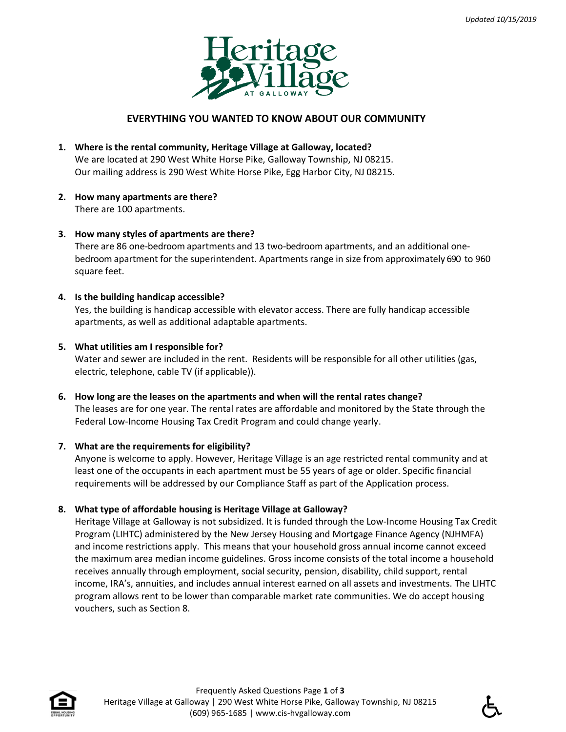*Updated 10/15/2019*

Heritage Village AT GALLOWAY

## EVERYTHING YOU WANTED TO KNOW ABOUT OUR COMMUNITY

1. **Where is the rental community, Heritage Village at Galloway, located?**
   We are located at 290 West White Horse Pike, Galloway Township, NJ 08215.
   Our mailing address is 290 West White Horse Pike, Egg Harbor City, NJ 08215.

2. **How many apartments are there?**
   There are 100 apartments.

3. **How many styles of apartments are there?**
   There are 86 one-bedroom apartments and 13 two-bedroom apartments, and an additional one-bedroom apartment for the superintendent. Apartments range in size from approximately 690 to 960 square feet.

4. **Is the building handicap accessible?**
   Yes, the building is handicap accessible with elevator access. There are fully handicap accessible apartments, as well as additional adaptable apartments.

5. **What utilities am I responsible for?**
   Water and sewer are included in the rent. Residents will be responsible for all other utilities (gas, electric, telephone, cable TV (if applicable)).

6. **How long are the leases on the apartments and when will the rental rates change?**
   The leases are for one year. The rental rates are affordable and monitored by the State through the Federal Low-Income Housing Tax Credit Program and could change yearly.

7. **What are the requirements for eligibility?**
   Anyone is welcome to apply. However, Heritage Village is an age restricted rental community and at least one of the occupants in each apartment must be 55 years of age or older. Specific financial requirements will be addressed by our Compliance Staff as part of the Application process.

8. **What type of affordable housing is Heritage Village at Galloway?**
   Heritage Village at Galloway is not subsidized. It is funded through the Low-Income Housing Tax Credit Program (LIHTC) administered by the New Jersey Housing and Mortgage Finance Agency (NJHMFA) and income restrictions apply. This means that your household gross annual income cannot exceed the maximum area median income guidelines. Gross income consists of the total income a household receives annually through employment, social security, pension, disability, child support, rental income, IRA's, annuities, and includes annual interest earned on all assets and investments. The LIHTC program allows rent to be lower than comparable market rate communities. We do accept housing vouchers, such as Section 8.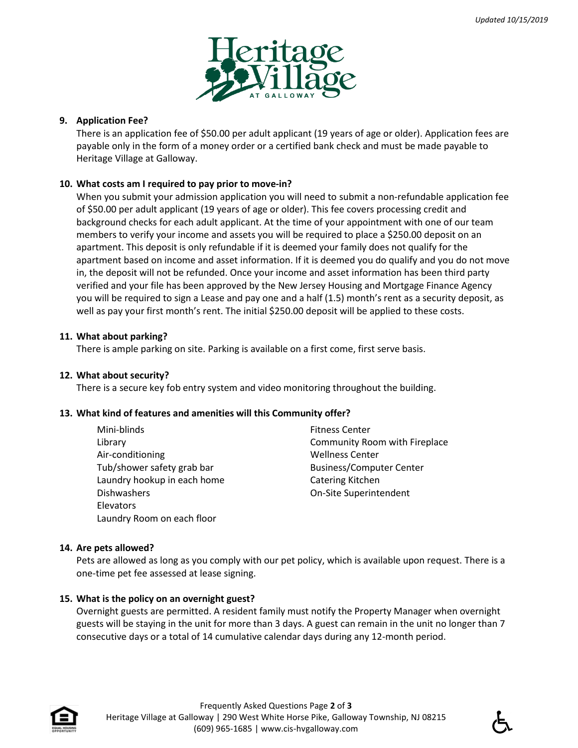**9. Application Fee?**

There is an application fee of $50.00 per adult applicant (19 years of age or older). Application fees are payable only in the form of a money order or a certified bank check and must be made payable to Heritage Village at Galloway.

**10. What costs am I required to pay prior to move-in?**

When you submit your admission application you will need to submit a non-refundable application fee of $50.00 per adult applicant (19 years of age or older). This fee covers processing credit and background checks for each adult applicant. At the time of your appointment with one of our team members to verify your income and assets you will be required to place a $250.00 deposit on an apartment. This deposit is only refundable if it is deemed your family does not qualify for the apartment based on income and asset information. If it is deemed you do qualify and you do not move in, the deposit will not be refunded. Once your income and asset information has been third party verified and your file has been approved by the New Jersey Housing and Mortgage Finance Agency you will be required to sign a Lease and pay one and a half (1.5) month's rent as a security deposit, as well as pay your first month's rent. The initial $250.00 deposit will be applied to these costs.

**11. What about parking?**

There is ample parking on site. Parking is available on a first come, first serve basis.

**12. What about security?**

There is a secure key fob entry system and video monitoring throughout the building.

**13. What kind of features and amenities will this Community offer?**

- Mini-blinds
- Library
- Air-conditioning
- Tub/shower safety grab bar
- Laundry hookup in each home
- Dishwashers
- Elevators
- Laundry Room on each floor
- Fitness Center
- Community Room with Fireplace
- Wellness Center
- Business/Computer Center
- Catering Kitchen
- On-Site Superintendent

**14. Are pets allowed?**

Pets are allowed as long as you comply with our pet policy, which is available upon request. There is a one-time pet fee assessed at lease signing.

**15. What is the policy on an overnight guest?**

Overnight guests are permitted. A resident family must notify the Property Manager when overnight guests will be staying in the unit for more than 3 days. A guest can remain in the unit no longer than 7 consecutive days or a total of 14 cumulative calendar days during any 12-month period.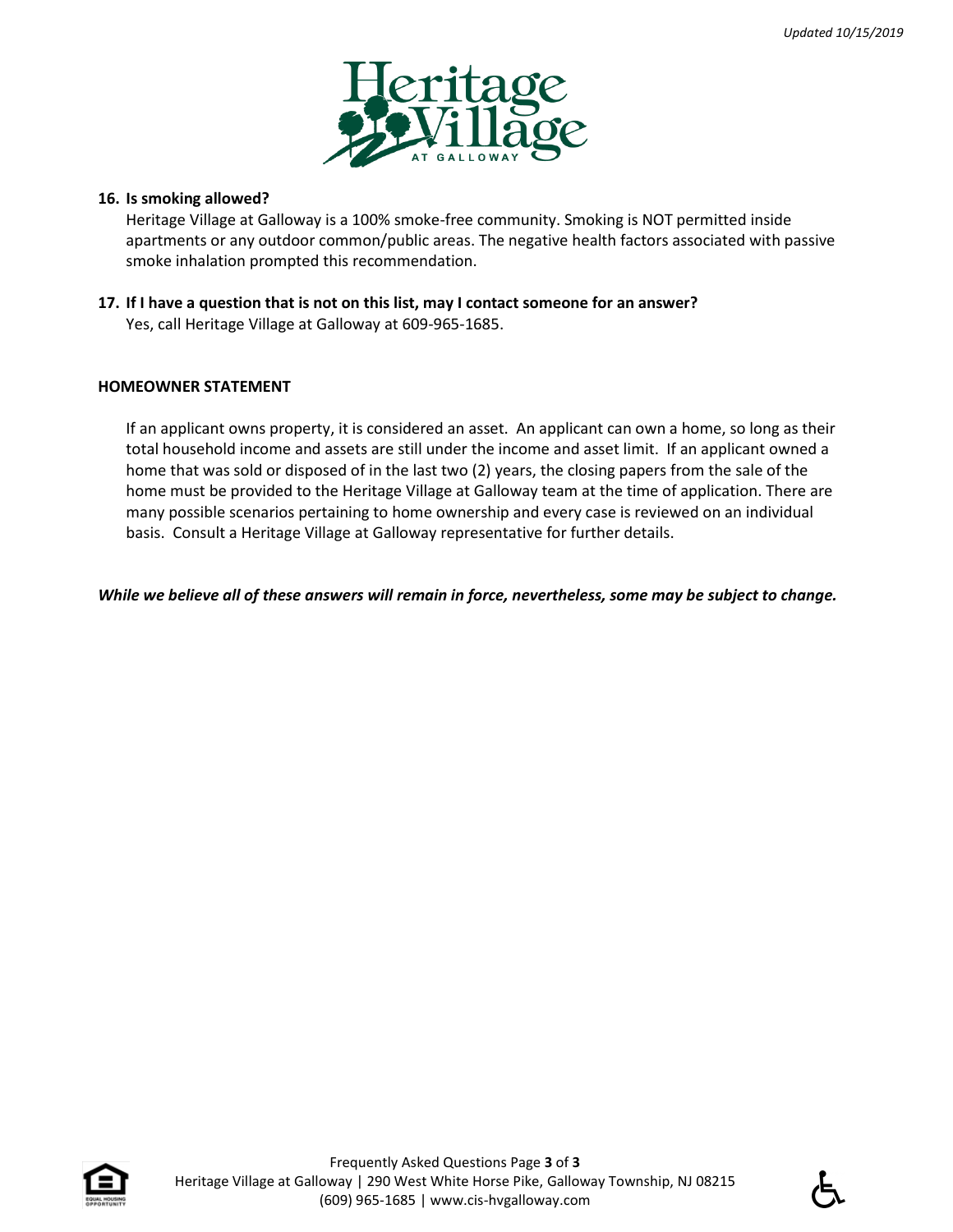16. **Is smoking allowed?**
    Heritage Village at Galloway is a 100% smoke-free community. Smoking is NOT permitted inside apartments or any outdoor common/public areas. The negative health factors associated with passive smoke inhalation prompted this recommendation.

17. **If I have a question that is not on this list, may I contact someone for an answer?**
    Yes, call Heritage Village at Galloway at 609-965-1685.

**HOMEOWNER STATEMENT**

If an applicant owns property, it is considered an asset. An applicant can own a home, so long as their total household income and assets are still under the income and asset limit. If an applicant owned a home that was sold or disposed of in the last two (2) years, the closing papers from the sale of the home must be provided to the Heritage Village at Galloway team at the time of application. There are many possible scenarios pertaining to home ownership and every case is reviewed on an individual basis. Consult a Heritage Village at Galloway representative for further details.

***While we believe all of these answers will remain in force, nevertheless, some may be subject to change.***